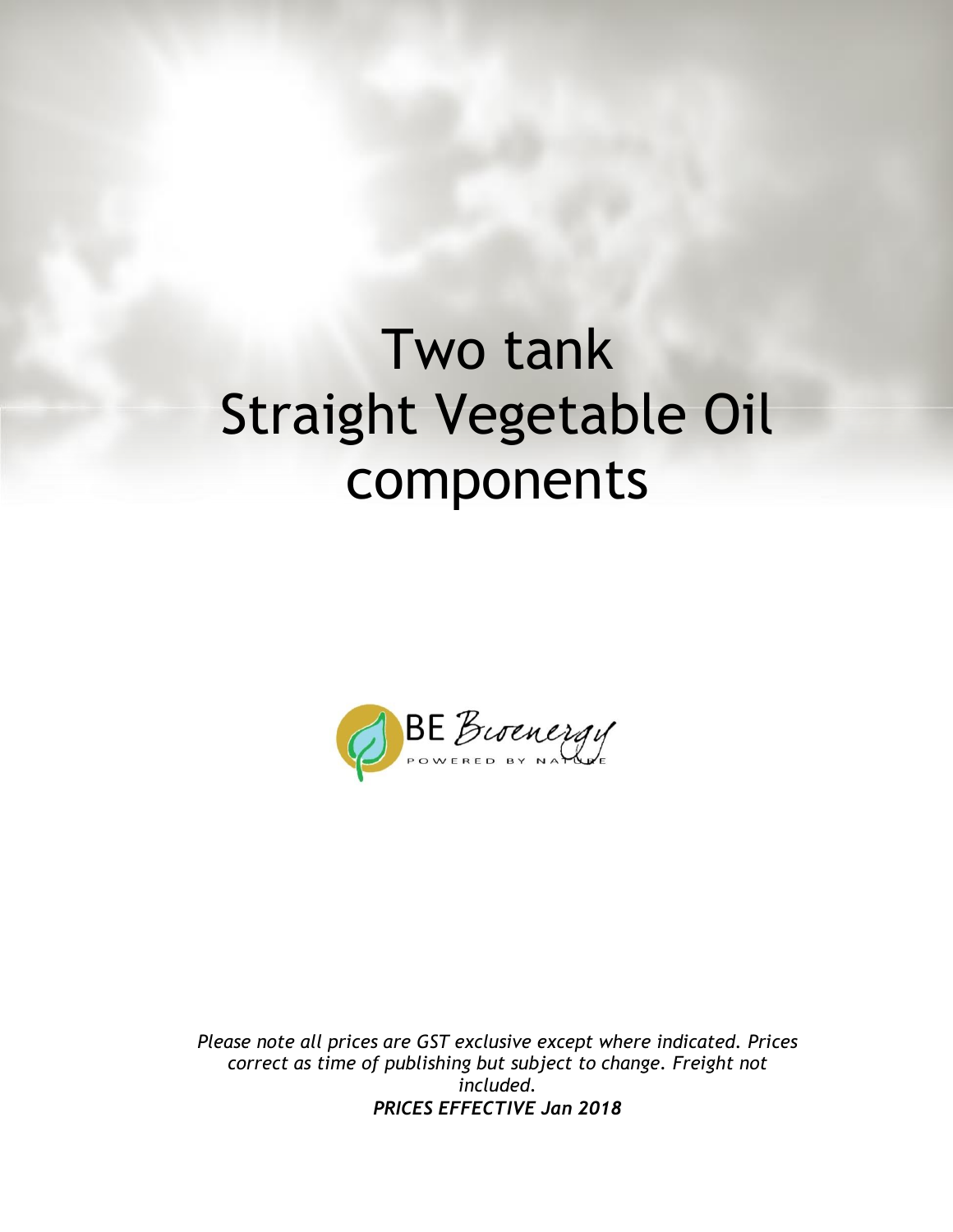# Two tank Straight Vegetable Oil components

BE Bioenergy

POWERED BY NATURE

*Please note all prices are GST exclusive except where indicated. Prices correct as time of publishing but subject to change. Freight not included.*

***PRICES EFFECTIVE Jan 2018***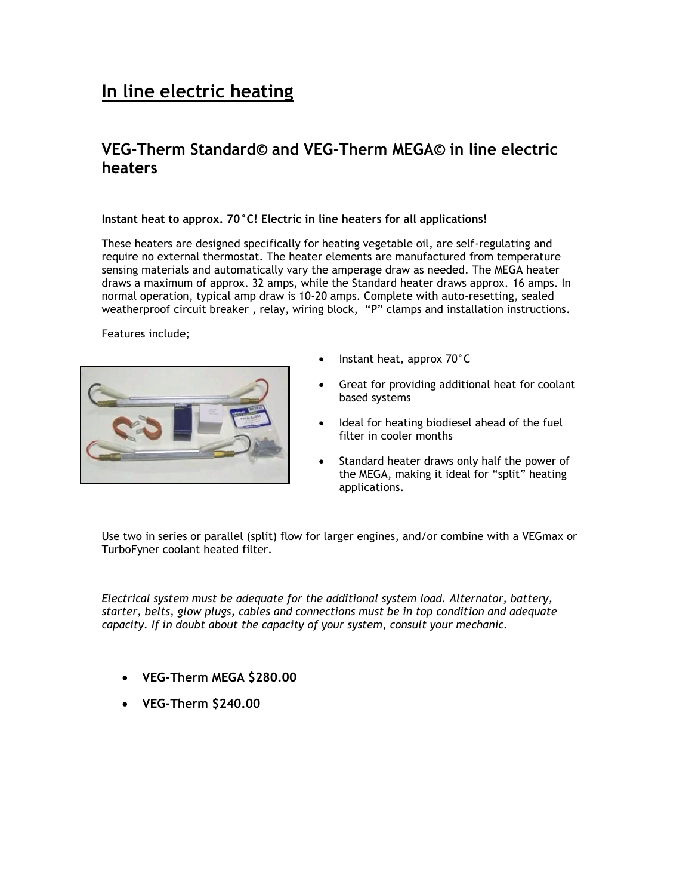# In line electric heating

## VEG-Therm Standard© and VEG-Therm MEGA© in line electric heaters

**Instant heat to approx. 70°C! Electric in line heaters for all applications!**

These heaters are designed specifically for heating vegetable oil, are self-regulating and require no external thermostat. The heater elements are manufactured from temperature sensing materials and automatically vary the amperage draw as needed. The MEGA heater draws a maximum of approx. 32 amps, while the Standard heater draws approx. 16 amps. In normal operation, typical amp draw is 10-20 amps. Complete with auto-resetting, sealed weatherproof circuit breaker , relay, wiring block, "P" clamps and installation instructions.

Features include;

- Instant heat, approx 70°C
- Great for providing additional heat for coolant based systems
- Ideal for heating biodiesel ahead of the fuel filter in cooler months
- Standard heater draws only half the power of the MEGA, making it ideal for "split" heating applications.

Use two in series or parallel (split) flow for larger engines, and/or combine with a VEGmax or TurboFyner coolant heated filter.

*Electrical system must be adequate for the additional system load. Alternator, battery, starter, belts, glow plugs, cables and connections must be in top condition and adequate capacity. If in doubt about the capacity of your system, consult your mechanic.*

- **VEG-Therm MEGA $280.00**
- **VEG-Therm $240.00**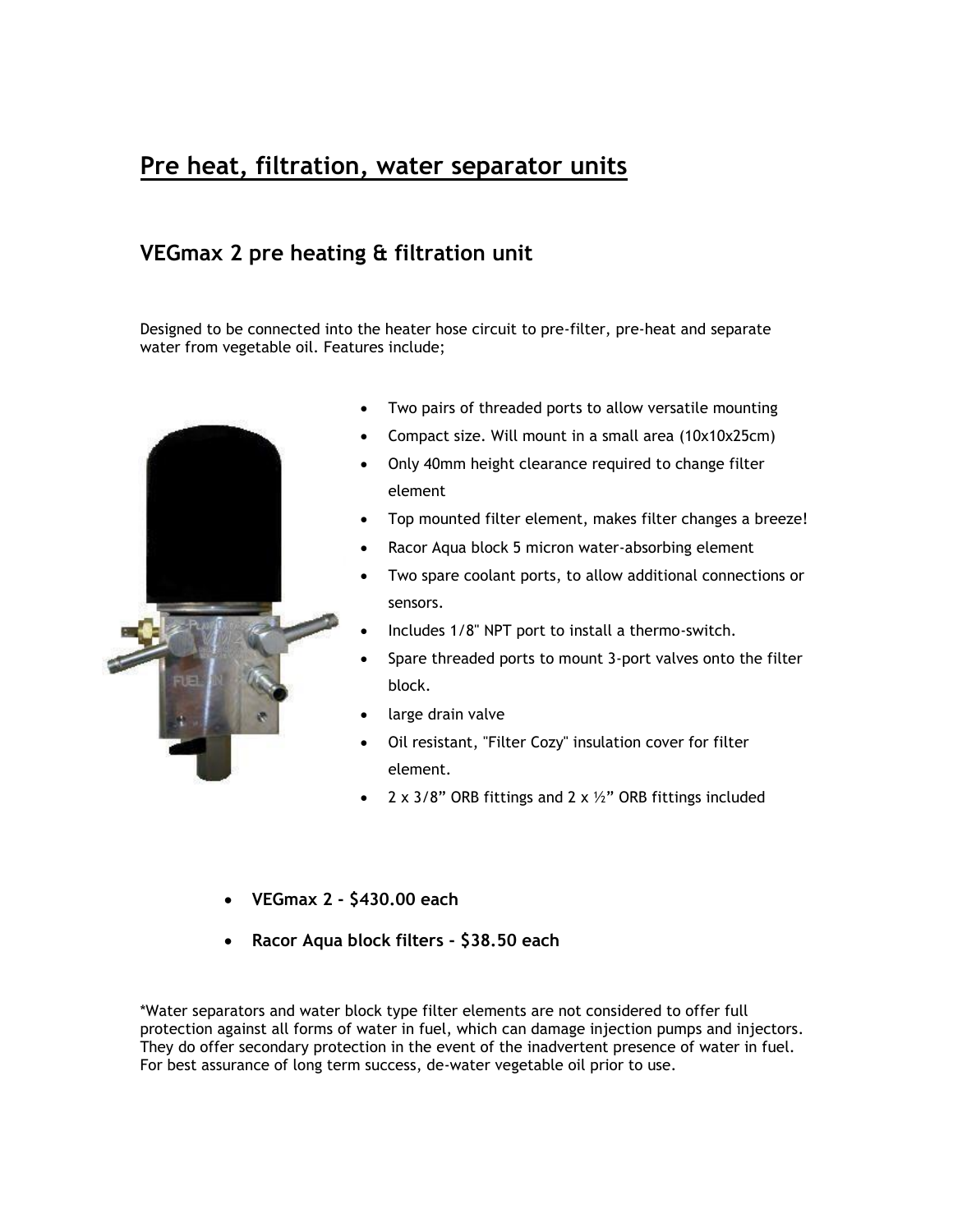# Pre heat, filtration, water separator units

## VEGmax 2 pre heating & filtration unit

Designed to be connected into the heater hose circuit to pre-filter, pre-heat and separate water from vegetable oil. Features include;

- Two pairs of threaded ports to allow versatile mounting
- Compact size. Will mount in a small area (10x10x25cm)
- Only 40mm height clearance required to change filter element
- Top mounted filter element, makes filter changes a breeze!
- Racor Aqua block 5 micron water-absorbing element
- Two spare coolant ports, to allow additional connections or sensors.
- Includes 1/8" NPT port to install a thermo-switch.
- Spare threaded ports to mount 3-port valves onto the filter block.
- large drain valve
- Oil resistant, "Filter Cozy" insulation cover for filter element.
- 2 x 3/8" ORB fittings and 2 x ½" ORB fittings included

- **VEGmax 2 - $430.00 each**
- **Racor Aqua block filters - $38.50 each**

*Water separators and water block type filter elements are not considered to offer full protection against all forms of water in fuel, which can damage injection pumps and injectors. They do offer secondary protection in the event of the inadvertent presence of water in fuel. For best assurance of long term success, de-water vegetable oil prior to use.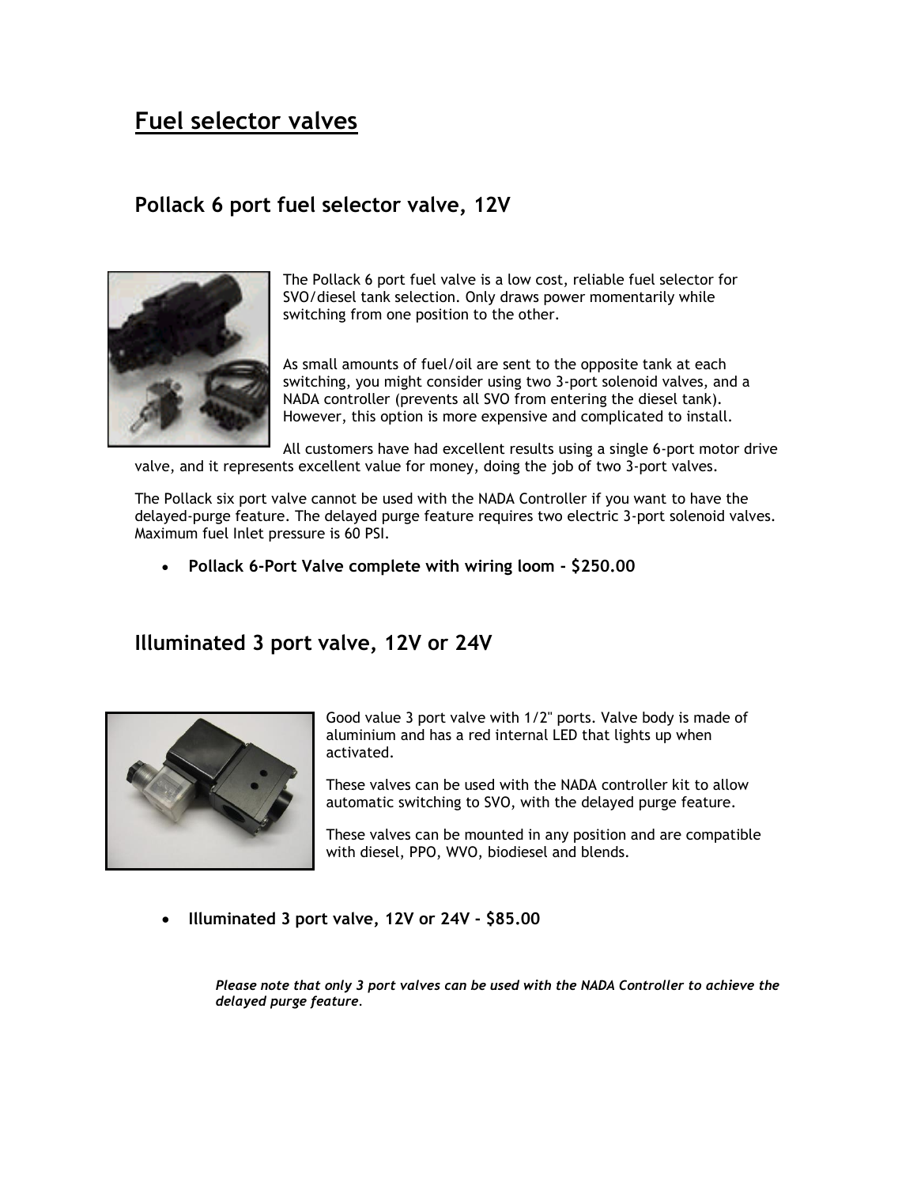# Fuel selector valves

## Pollack 6 port fuel selector valve, 12V

The Pollack 6 port fuel valve is a low cost, reliable fuel selector for SVO/diesel tank selection. Only draws power momentarily while switching from one position to the other.

As small amounts of fuel/oil are sent to the opposite tank at each switching, you might consider using two 3-port solenoid valves, and a NADA controller (prevents all SVO from entering the diesel tank). However, this option is more expensive and complicated to install.

All customers have had excellent results using a single 6-port motor drive valve, and it represents excellent value for money, doing the job of two 3-port valves.

The Pollack six port valve cannot be used with the NADA Controller if you want to have the delayed-purge feature. The delayed purge feature requires two electric 3-port solenoid valves. Maximum fuel Inlet pressure is 60 PSI.

- **Pollack 6-Port Valve complete with wiring loom - $250.00**

## Illuminated 3 port valve, 12V or 24V

Good value 3 port valve with 1/2" ports. Valve body is made of aluminium and has a red internal LED that lights up when activated.

These valves can be used with the NADA controller kit to allow automatic switching to SVO, with the delayed purge feature.

These valves can be mounted in any position and are compatible with diesel, PPO, WVO, biodiesel and blends.

- **Illuminated 3 port valve, 12V or 24V - $85.00**

***Please note that only 3 port valves can be used with the NADA Controller to achieve the delayed purge feature***.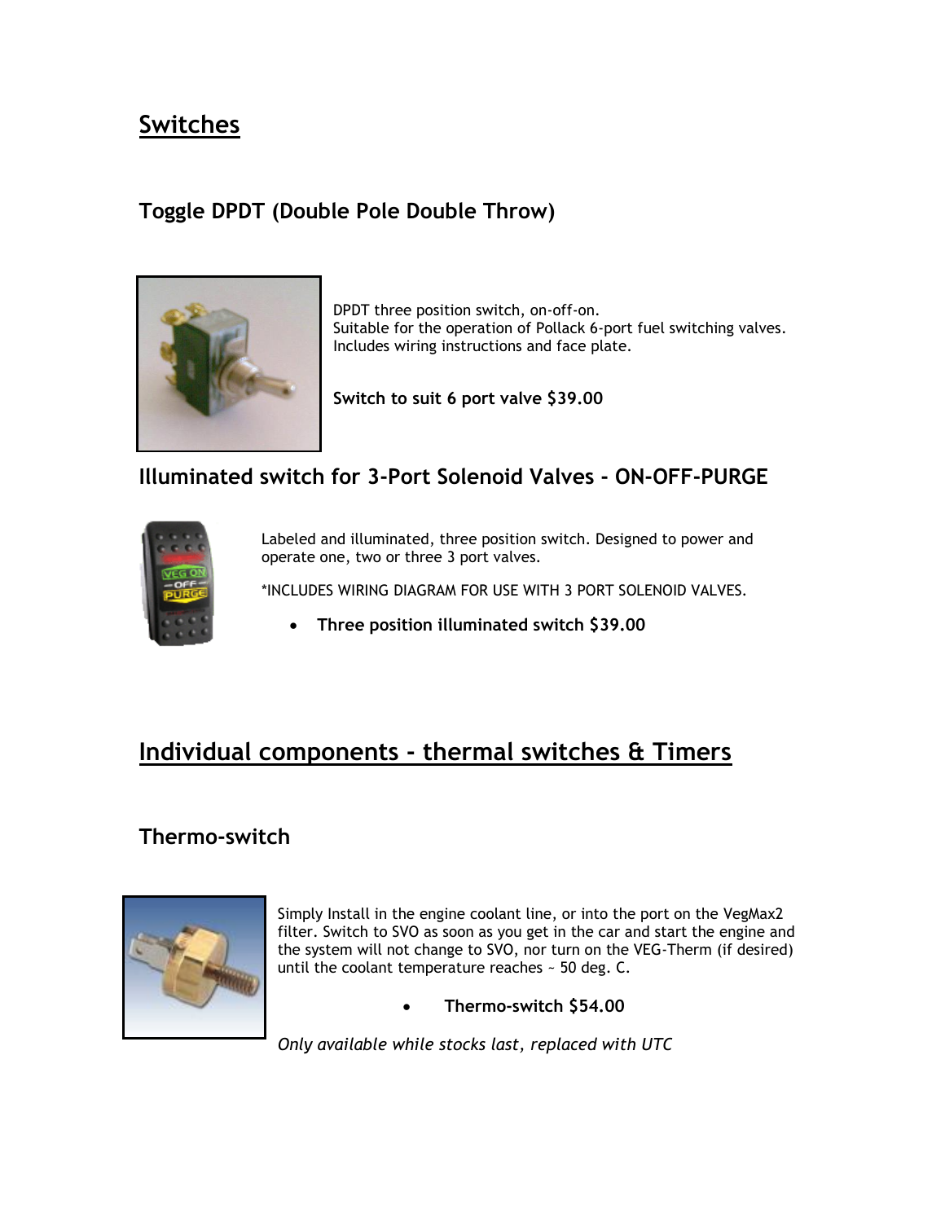## Switches

### Toggle DPDT (Double Pole Double Throw)

DPDT three position switch, on-off-on.
Suitable for the operation of Pollack 6-port fuel switching valves.
Includes wiring instructions and face plate.

**Switch to suit 6 port valve $39.00**

### Illuminated switch for 3-Port Solenoid Valves - ON-OFF-PURGE

Labeled and illuminated, three position switch. Designed to power and operate one, two or three 3 port valves.

*INCLUDES WIRING DIAGRAM FOR USE WITH 3 PORT SOLENOID VALVES.

- **Three position illuminated switch $39.00**

## Individual components - thermal switches & Timers

### Thermo-switch

Simply Install in the engine coolant line, or into the port on the VegMax2 filter. Switch to SVO as soon as you get in the car and start the engine and the system will not change to SVO, nor turn on the VEG-Therm (if desired) until the coolant temperature reaches ~ 50 deg. C.

- **Thermo-switch $54.00**

*Only available while stocks last, replaced with UTC*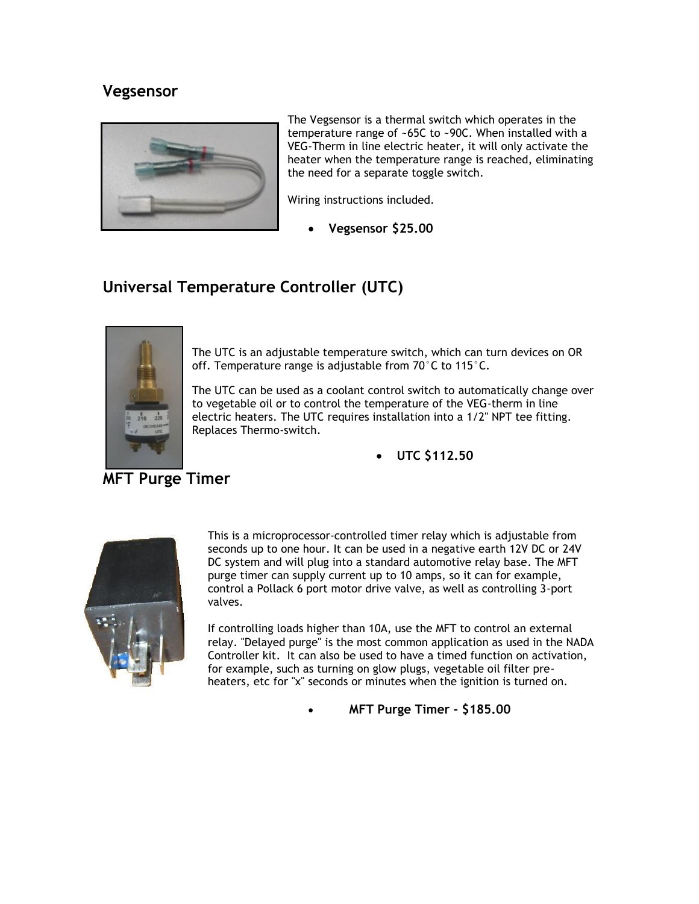## Vegsensor

The Vegsensor is a thermal switch which operates in the temperature range of ~65C to ~90C. When installed with a VEG-Therm in line electric heater, it will only activate the heater when the temperature range is reached, eliminating the need for a separate toggle switch.

Wiring instructions included.

- **Vegsensor $25.00**

## Universal Temperature Controller (UTC)

The UTC is an adjustable temperature switch, which can turn devices on OR off. Temperature range is adjustable from 70°C to 115°C.

The UTC can be used as a coolant control switch to automatically change over to vegetable oil or to control the temperature of the VEG-therm in line electric heaters. The UTC requires installation into a 1/2" NPT tee fitting. Replaces Thermo-switch.

- **UTC $112.50**

## MFT Purge Timer

This is a microprocessor-controlled timer relay which is adjustable from seconds up to one hour. It can be used in a negative earth 12V DC or 24V DC system and will plug into a standard automotive relay base. The MFT purge timer can supply current up to 10 amps, so it can for example, control a Pollack 6 port motor drive valve, as well as controlling 3-port valves.

If controlling loads higher than 10A, use the MFT to control an external relay. "Delayed purge" is the most common application as used in the NADA Controller kit. It can also be used to have a timed function on activation, for example, such as turning on glow plugs, vegetable oil filter pre-heaters, etc for "x" seconds or minutes when the ignition is turned on.

- **MFT Purge Timer - $185.00**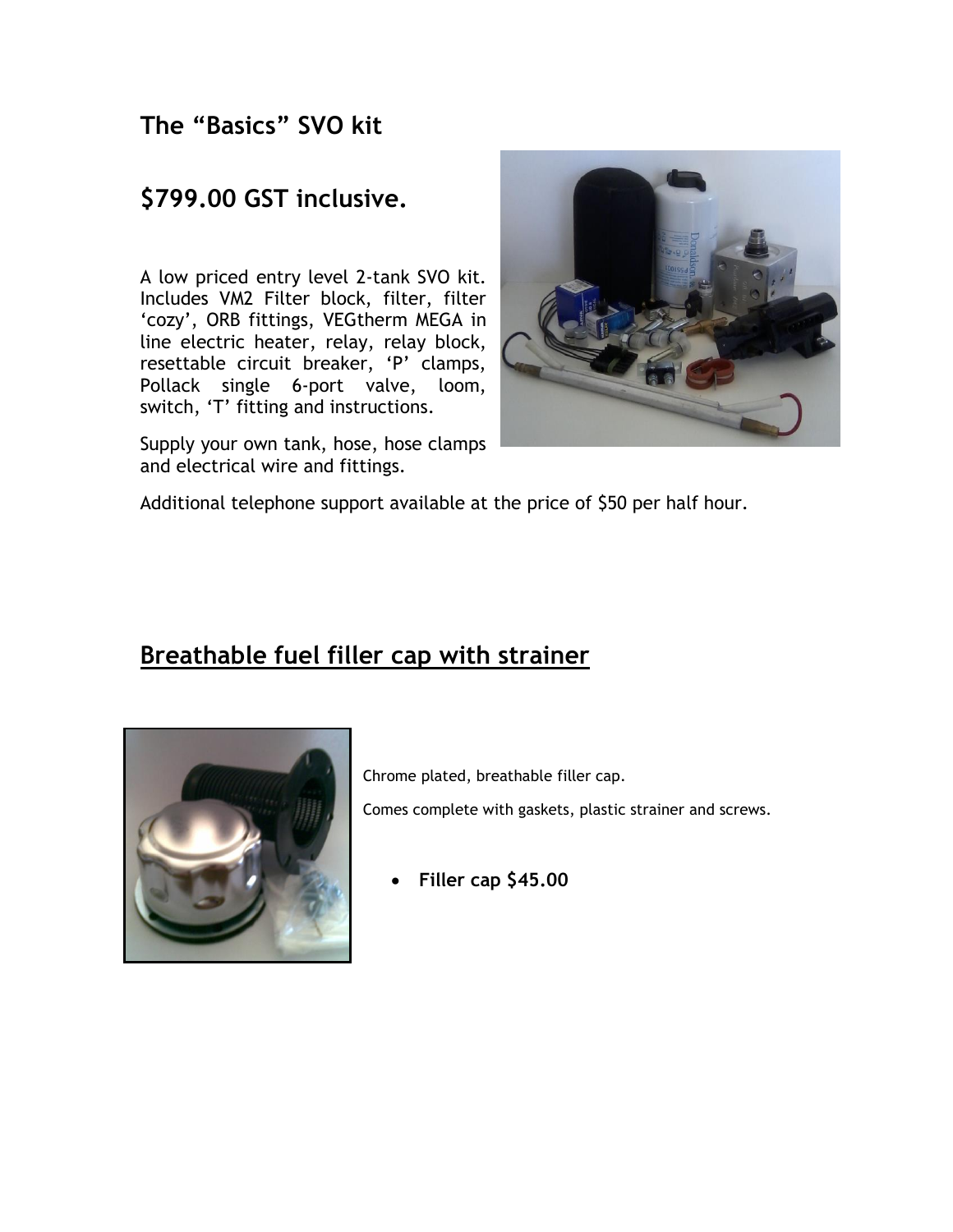## The “Basics” SVO kit

## $799.00 GST inclusive.

A low priced entry level 2-tank SVO kit. Includes VM2 Filter block, filter, filter ‘cozy’, ORB fittings, VEGtherm MEGA in line electric heater, relay, relay block, resettable circuit breaker, ‘P’ clamps, Pollack single 6-port valve, loom, switch, ‘T’ fitting and instructions.

Supply your own tank, hose, hose clamps and electrical wire and fittings.

Additional telephone support available at the price of $50 per half hour.

## Breathable fuel filler cap with strainer

Chrome plated, breathable filler cap.

Comes complete with gaskets, plastic strainer and screws.

- **Filler cap $45.00**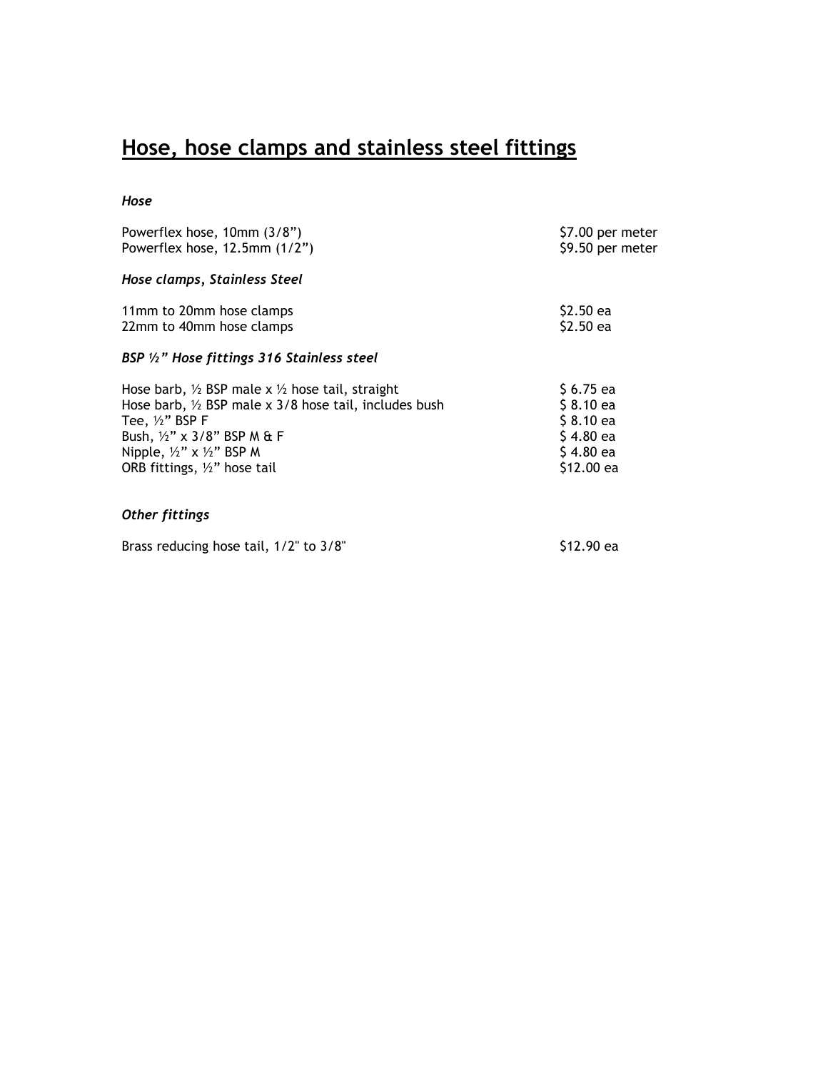# Hose, hose clamps and stainless steel fittings

***Hose***

| | |
|---|---|
| Powerflex hose, 10mm (3/8”) | $7.00 per meter |
| Powerflex hose, 12.5mm (1/2”) | $9.50 per meter |

***Hose clamps, Stainless Steel***

| | |
|---|---|
| 11mm to 20mm hose clamps | $2.50 ea |
| 22mm to 40mm hose clamps | $2.50 ea |

***BSP ½” Hose fittings 316 Stainless steel***

| | |
|---|---|
| Hose barb, ½ BSP male x ½ hose tail, straight | $ 6.75 ea |
| Hose barb, ½ BSP male x 3/8 hose tail, includes bush | $ 8.10 ea |
| Tee, ½” BSP F | $ 8.10 ea |
| Bush, ½” x 3/8” BSP M & F | $ 4.80 ea |
| Nipple, ½” x ½” BSP M | $ 4.80 ea |
| ORB fittings, ½” hose tail | $12.00 ea |

***Other fittings***

| | |
|---|---|
| Brass reducing hose tail, 1/2" to 3/8" | $12.90 ea |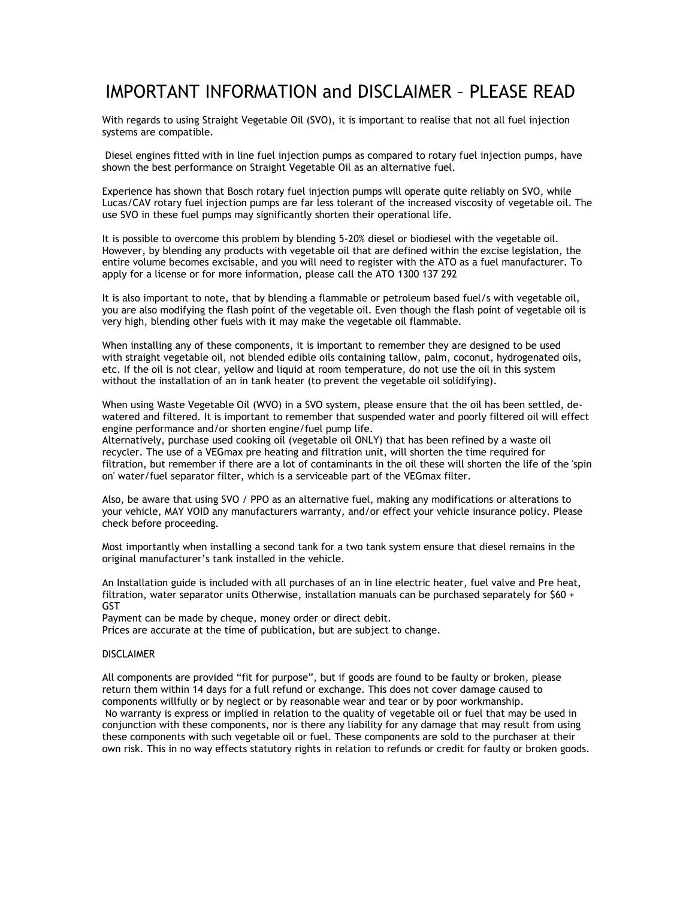# IMPORTANT INFORMATION and DISCLAIMER – PLEASE READ

With regards to using Straight Vegetable Oil (SVO), it is important to realise that not all fuel injection systems are compatible.

Diesel engines fitted with in line fuel injection pumps as compared to rotary fuel injection pumps, have shown the best performance on Straight Vegetable Oil as an alternative fuel.

Experience has shown that Bosch rotary fuel injection pumps will operate quite reliably on SVO, while Lucas/CAV rotary fuel injection pumps are far less tolerant of the increased viscosity of vegetable oil. The use SVO in these fuel pumps may significantly shorten their operational life.

It is possible to overcome this problem by blending 5-20% diesel or biodiesel with the vegetable oil. However, by blending any products with vegetable oil that are defined within the excise legislation, the entire volume becomes excisable, and you will need to register with the ATO as a fuel manufacturer. To apply for a license or for more information, please call the ATO 1300 137 292

It is also important to note, that by blending a flammable or petroleum based fuel/s with vegetable oil, you are also modifying the flash point of the vegetable oil. Even though the flash point of vegetable oil is very high, blending other fuels with it may make the vegetable oil flammable.

When installing any of these components, it is important to remember they are designed to be used with straight vegetable oil, not blended edible oils containing tallow, palm, coconut, hydrogenated oils, etc. If the oil is not clear, yellow and liquid at room temperature, do not use the oil in this system without the installation of an in tank heater (to prevent the vegetable oil solidifying).

When using Waste Vegetable Oil (WVO) in a SVO system, please ensure that the oil has been settled, de-watered and filtered. It is important to remember that suspended water and poorly filtered oil will effect engine performance and/or shorten engine/fuel pump life.
Alternatively, purchase used cooking oil (vegetable oil ONLY) that has been refined by a waste oil recycler. The use of a VEGmax pre heating and filtration unit, will shorten the time required for filtration, but remember if there are a lot of contaminants in the oil these will shorten the life of the 'spin on' water/fuel separator filter, which is a serviceable part of the VEGmax filter.

Also, be aware that using SVO / PPO as an alternative fuel, making any modifications or alterations to your vehicle, MAY VOID any manufacturers warranty, and/or effect your vehicle insurance policy. Please check before proceeding.

Most importantly when installing a second tank for a two tank system ensure that diesel remains in the original manufacturer's tank installed in the vehicle.

An Installation guide is included with all purchases of an in line electric heater, fuel valve and Pre heat, filtration, water separator units Otherwise, installation manuals can be purchased separately for $60 + GST
Payment can be made by cheque, money order or direct debit.
Prices are accurate at the time of publication, but are subject to change.

DISCLAIMER

All components are provided "fit for purpose", but if goods are found to be faulty or broken, please return them within 14 days for a full refund or exchange. This does not cover damage caused to components willfully or by neglect or by reasonable wear and tear or by poor workmanship.
No warranty is express or implied in relation to the quality of vegetable oil or fuel that may be used in conjunction with these components, nor is there any liability for any damage that may result from using these components with such vegetable oil or fuel. These components are sold to the purchaser at their own risk. This in no way effects statutory rights in relation to refunds or credit for faulty or broken goods.